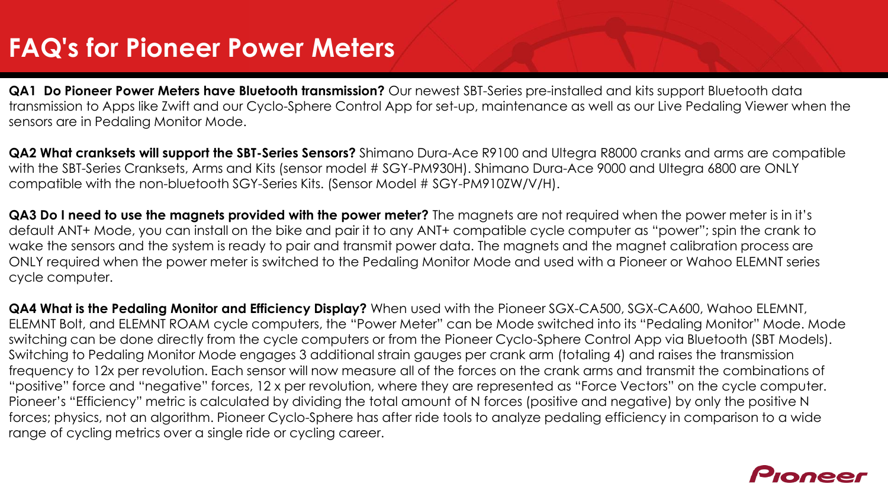# FAQ's for Pioneer Power Meters

**QA1 Do Pioneer Power Meters have Bluetooth transmission?** Our newest SBT-Series pre-installed and kits support Bluetooth data transmission to Apps like Zwift and our Cyclo-Sphere Control App for set-up, maintenance as well as our Live Pedaling Viewer when the sensors are in Pedaling Monitor Mode.

**QA2 What cranksets will support the SBT-Series Sensors?** Shimano Dura-Ace R9100 and Ultegra R8000 cranks and arms are compatible with the SBT-Series Cranksets, Arms and Kits (sensor model # SGY-PM930H). Shimano Dura-Ace 9000 and Ultegra 6800 are ONLY compatible with the non-bluetooth SGY-Series Kits. (Sensor Model # SGY-PM910ZW/V/H).

**QA3 Do I need to use the magnets provided with the power meter?** The magnets are not required when the power meter is in it's default ANT+ Mode, you can install on the bike and pair it to any ANT+ compatible cycle computer as "power"; spin the crank to wake the sensors and the system is ready to pair and transmit power data. The magnets and the magnet calibration process are ONLY required when the power meter is switched to the Pedaling Monitor Mode and used with a Pioneer or Wahoo ELEMNT series cycle computer.

**QA4 What is the Pedaling Monitor and Efficiency Display?** When used with the Pioneer SGX-CA500, SGX-CA600, Wahoo ELEMNT, ELEMNT Bolt, and ELEMNT ROAM cycle computers, the "Power Meter" can be Mode switched into its "Pedaling Monitor" Mode. Mode switching can be done directly from the cycle computers or from the Pioneer Cyclo-Sphere Control App via Bluetooth (SBT Models). Switching to Pedaling Monitor Mode engages 3 additional strain gauges per crank arm (totaling 4) and raises the transmission frequency to 12x per revolution. Each sensor will now measure all of the forces on the crank arms and transmit the combinations of "positive" force and "negative" forces, 12 x per revolution, where they are represented as "Force Vectors" on the cycle computer. Pioneer's "Efficiency" metric is calculated by dividing the total amount of N forces (positive and negative) by only the positive N forces; physics, not an algorithm. Pioneer Cyclo-Sphere has after ride tools to analyze pedaling efficiency in comparison to a wide range of cycling metrics over a single ride or cycling career.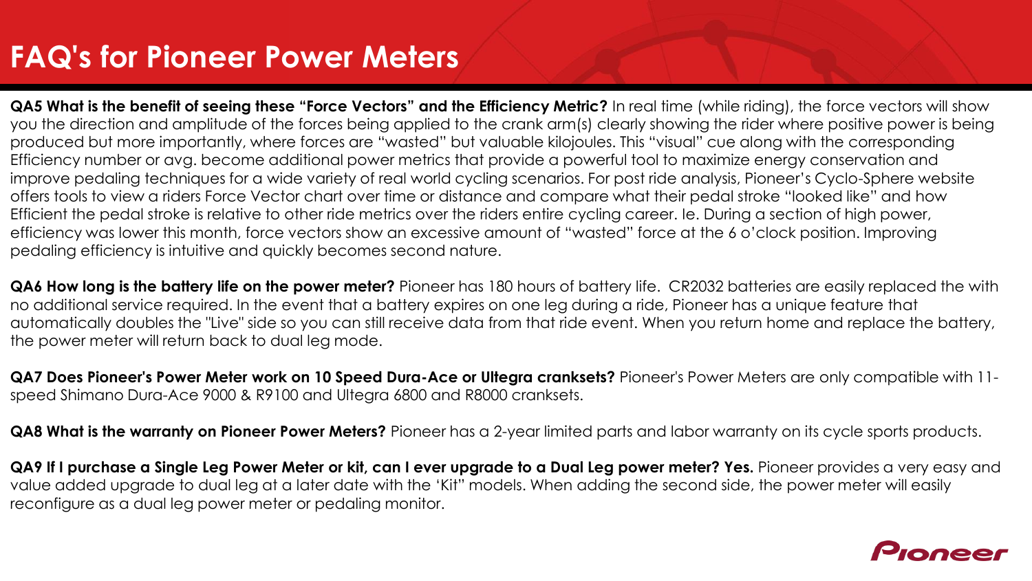# FAQ's for Pioneer Power Meters

**QA5 What is the benefit of seeing these "Force Vectors" and the Efficiency Metric?** In real time (while riding), the force vectors will show you the direction and amplitude of the forces being applied to the crank arm(s) clearly showing the rider where positive power is being produced but more importantly, where forces are "wasted" but valuable kilojoules. This "visual" cue along with the corresponding Efficiency number or avg. become additional power metrics that provide a powerful tool to maximize energy conservation and improve pedaling techniques for a wide variety of real world cycling scenarios. For post ride analysis, Pioneer's Cyclo-Sphere website offers tools to view a riders Force Vector chart over time or distance and compare what their pedal stroke "looked like" and how Efficient the pedal stroke is relative to other ride metrics over the riders entire cycling career. Ie. During a section of high power, efficiency was lower this month, force vectors show an excessive amount of "wasted" force at the 6 o'clock position. Improving pedaling efficiency is intuitive and quickly becomes second nature.

**QA6 How long is the battery life on the power meter?** Pioneer has 180 hours of battery life. CR2032 batteries are easily replaced the with no additional service required. In the event that a battery expires on one leg during a ride, Pioneer has a unique feature that automatically doubles the "Live" side so you can still receive data from that ride event. When you return home and replace the battery, the power meter will return back to dual leg mode.

**QA7 Does Pioneer's Power Meter work on 10 Speed Dura-Ace or Ultegra cranksets?** Pioneer's Power Meters are only compatible with 11-speed Shimano Dura-Ace 9000 & R9100 and Ultegra 6800 and R8000 cranksets.

**QA8 What is the warranty on Pioneer Power Meters?** Pioneer has a 2-year limited parts and labor warranty on its cycle sports products.

**QA9 If I purchase a Single Leg Power Meter or kit, can I ever upgrade to a Dual Leg power meter? Yes.** Pioneer provides a very easy and value added upgrade to dual leg at a later date with the 'Kit" models. When adding the second side, the power meter will easily reconfigure as a dual leg power meter or pedaling monitor.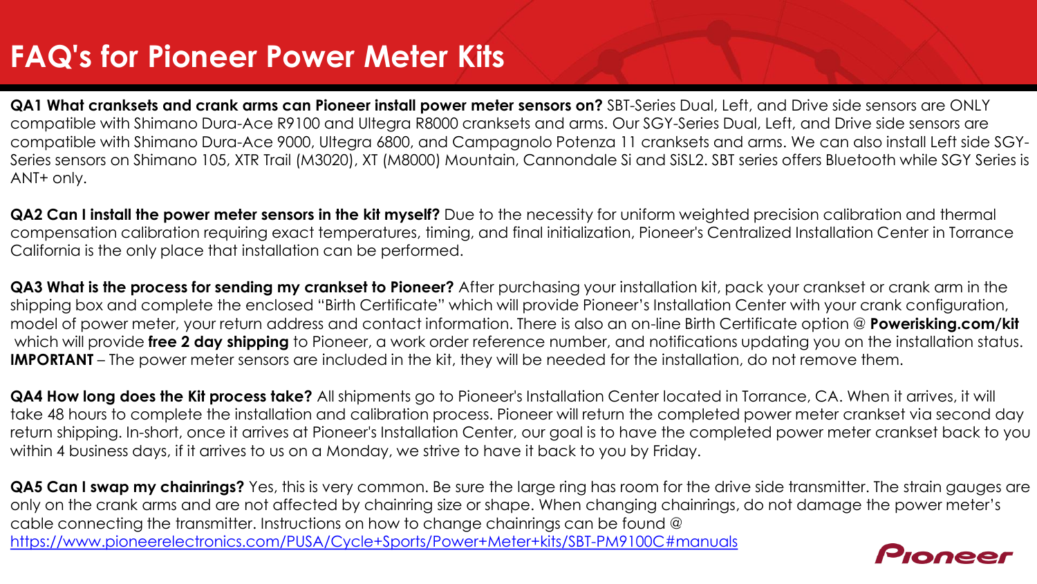# FAQ's for Pioneer Power Meter Kits

**QA1 What cranksets and crank arms can Pioneer install power meter sensors on?** SBT-Series Dual, Left, and Drive side sensors are ONLY compatible with Shimano Dura-Ace R9100 and Ultegra R8000 cranksets and arms. Our SGY-Series Dual, Left, and Drive side sensors are compatible with Shimano Dura-Ace 9000, Ultegra 6800, and Campagnolo Potenza 11 cranksets and arms. We can also install Left side SGY-Series sensors on Shimano 105, XTR Trail (M3020), XT (M8000) Mountain, Cannondale Si and SiSL2. SBT series offers Bluetooth while SGY Series is ANT+ only.

**QA2 Can I install the power meter sensors in the kit myself?** Due to the necessity for uniform weighted precision calibration and thermal compensation calibration requiring exact temperatures, timing, and final initialization, Pioneer's Centralized Installation Center in Torrance California is the only place that installation can be performed.

**QA3 What is the process for sending my crankset to Pioneer?** After purchasing your installation kit, pack your crankset or crank arm in the shipping box and complete the enclosed "Birth Certificate" which will provide Pioneer's Installation Center with your crank configuration, model of power meter, your return address and contact information. There is also an on-line Birth Certificate option @ **Powerisking.com/kit** which will provide **free 2 day shipping** to Pioneer, a work order reference number, and notifications updating you on the installation status. **IMPORTANT** – The power meter sensors are included in the kit, they will be needed for the installation, do not remove them.

**QA4 How long does the Kit process take?** All shipments go to Pioneer's Installation Center located in Torrance, CA. When it arrives, it will take 48 hours to complete the installation and calibration process. Pioneer will return the completed power meter crankset via second day return shipping. In-short, once it arrives at Pioneer's Installation Center, our goal is to have the completed power meter crankset back to you within 4 business days, if it arrives to us on a Monday, we strive to have it back to you by Friday.

**QA5 Can I swap my chainrings?** Yes, this is very common. Be sure the large ring has room for the drive side transmitter. The strain gauges are only on the crank arms and are not affected by chainring size or shape. When changing chainrings, do not damage the power meter's cable connecting the transmitter. Instructions on how to change chainrings can be found @ https://www.pioneerelectronics.com/PUSA/Cycle+Sports/Power+Meter+kits/SBT-PM9100C#manuals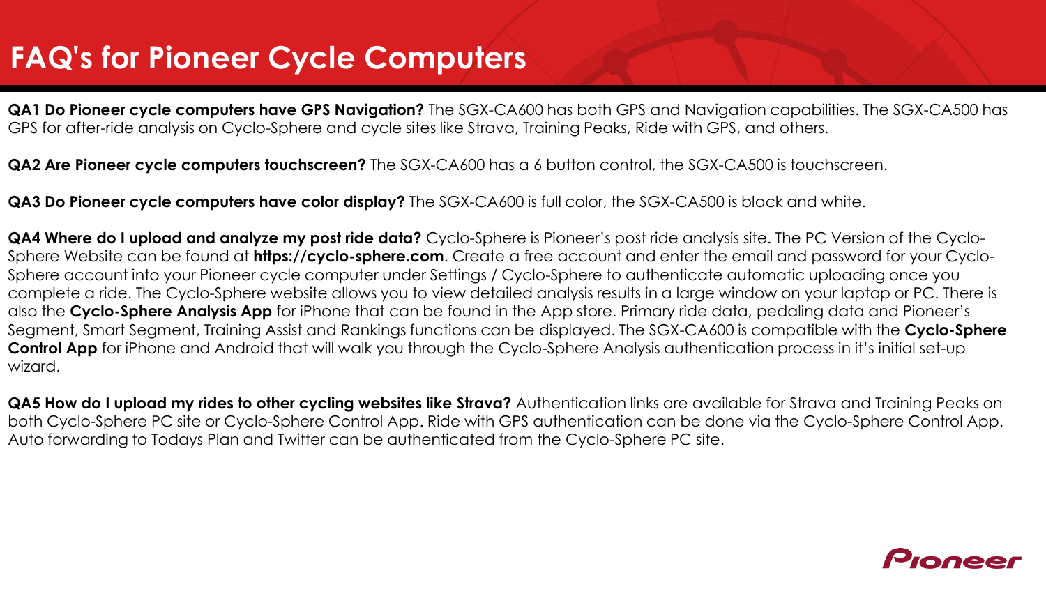# FAQ's for Pioneer Cycle Computers

**QA1 Do Pioneer cycle computers have GPS Navigation?** The SGX-CA600 has both GPS and Navigation capabilities. The SGX-CA500 has GPS for after-ride analysis on Cyclo-Sphere and cycle sites like Strava, Training Peaks, Ride with GPS, and others.

**QA2 Are Pioneer cycle computers touchscreen?** The SGX-CA600 has a 6 button control, the SGX-CA500 is touchscreen.

**QA3 Do Pioneer cycle computers have color display?** The SGX-CA600 is full color, the SGX-CA500 is black and white.

**QA4 Where do I upload and analyze my post ride data?** Cyclo-Sphere is Pioneer's post ride analysis site. The PC Version of the Cyclo-Sphere Website can be found at **https://cyclo-sphere.com**. Create a free account and enter the email and password for your Cyclo-Sphere account into your Pioneer cycle computer under Settings / Cyclo-Sphere to authenticate automatic uploading once you complete a ride. The Cyclo-Sphere website allows you to view detailed analysis results in a large window on your laptop or PC. There is also the **Cyclo-Sphere Analysis App** for iPhone that can be found in the App store. Primary ride data, pedaling data and Pioneer's Segment, Smart Segment, Training Assist and Rankings functions can be displayed. The SGX-CA600 is compatible with the **Cyclo-Sphere Control App** for iPhone and Android that will walk you through the Cyclo-Sphere Analysis authentication process in it's initial set-up wizard.

**QA5 How do I upload my rides to other cycling websites like Strava?** Authentication links are available for Strava and Training Peaks on both Cyclo-Sphere PC site or Cyclo-Sphere Control App. Ride with GPS authentication can be done via the Cyclo-Sphere Control App. Auto forwarding to Todays Plan and Twitter can be authenticated from the Cyclo-Sphere PC site.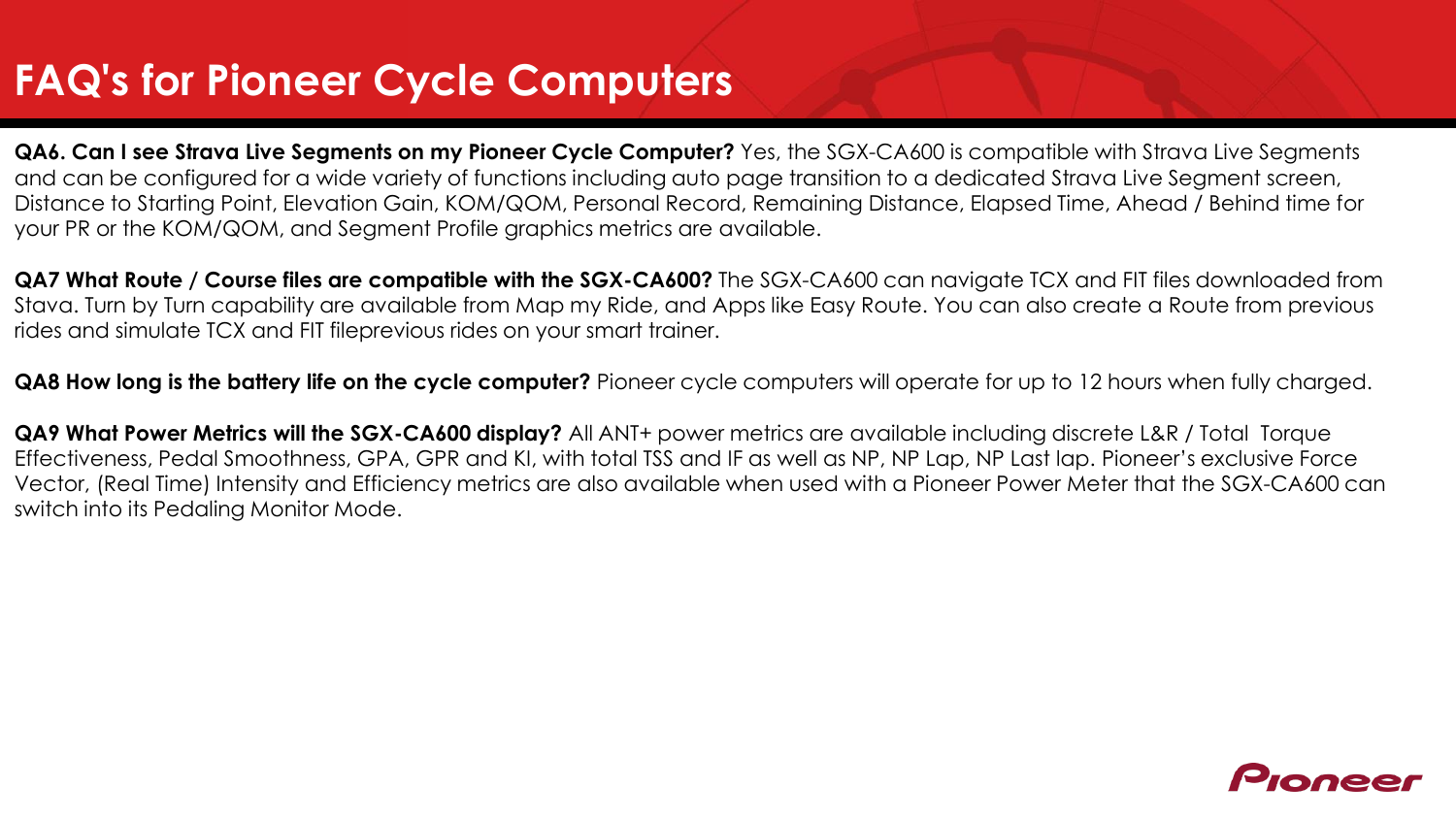# FAQ's for Pioneer Cycle Computers

**QA6. Can I see Strava Live Segments on my Pioneer Cycle Computer?** Yes, the SGX-CA600 is compatible with Strava Live Segments and can be configured for a wide variety of functions including auto page transition to a dedicated Strava Live Segment screen, Distance to Starting Point, Elevation Gain, KOM/QOM, Personal Record, Remaining Distance, Elapsed Time, Ahead / Behind time for your PR or the KOM/QOM, and Segment Profile graphics metrics are available.

**QA7 What Route / Course files are compatible with the SGX-CA600?** The SGX-CA600 can navigate TCX and FIT files downloaded from Stava. Turn by Turn capability are available from Map my Ride, and Apps like Easy Route. You can also create a Route from previous rides and simulate TCX and FIT fileprevious rides on your smart trainer.

**QA8 How long is the battery life on the cycle computer?** Pioneer cycle computers will operate for up to 12 hours when fully charged.

**QA9 What Power Metrics will the SGX-CA600 display?** All ANT+ power metrics are available including discrete L&R / Total Torque Effectiveness, Pedal Smoothness, GPA, GPR and KI, with total TSS and IF as well as NP, NP Lap, NP Last lap. Pioneer's exclusive Force Vector, (Real Time) Intensity and Efficiency metrics are also available when used with a Pioneer Power Meter that the SGX-CA600 can switch into its Pedaling Monitor Mode.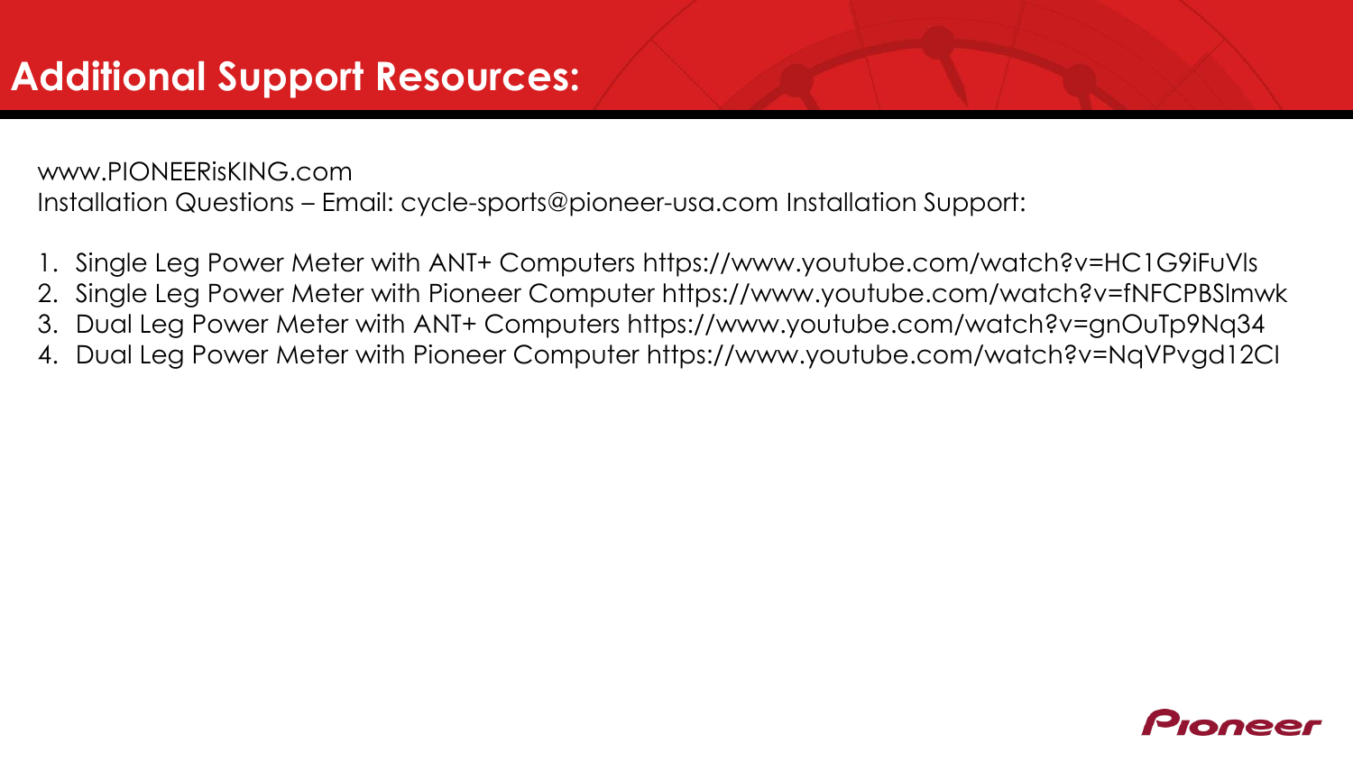# Additional Support Resources:

www.PIONEERisKING.com

Installation Questions – Email: cycle-sports@pioneer-usa.com Installation Support:

1. Single Leg Power Meter with ANT+ Computers https://www.youtube.com/watch?v=HC1G9iFuVls
2. Single Leg Power Meter with Pioneer Computer https://www.youtube.com/watch?v=fNFCPBSlmwk
3. Dual Leg Power Meter with ANT+ Computers https://www.youtube.com/watch?v=gnOuTp9Nq34
4. Dual Leg Power Meter with Pioneer Computer https://www.youtube.com/watch?v=NqVPvgd12CI